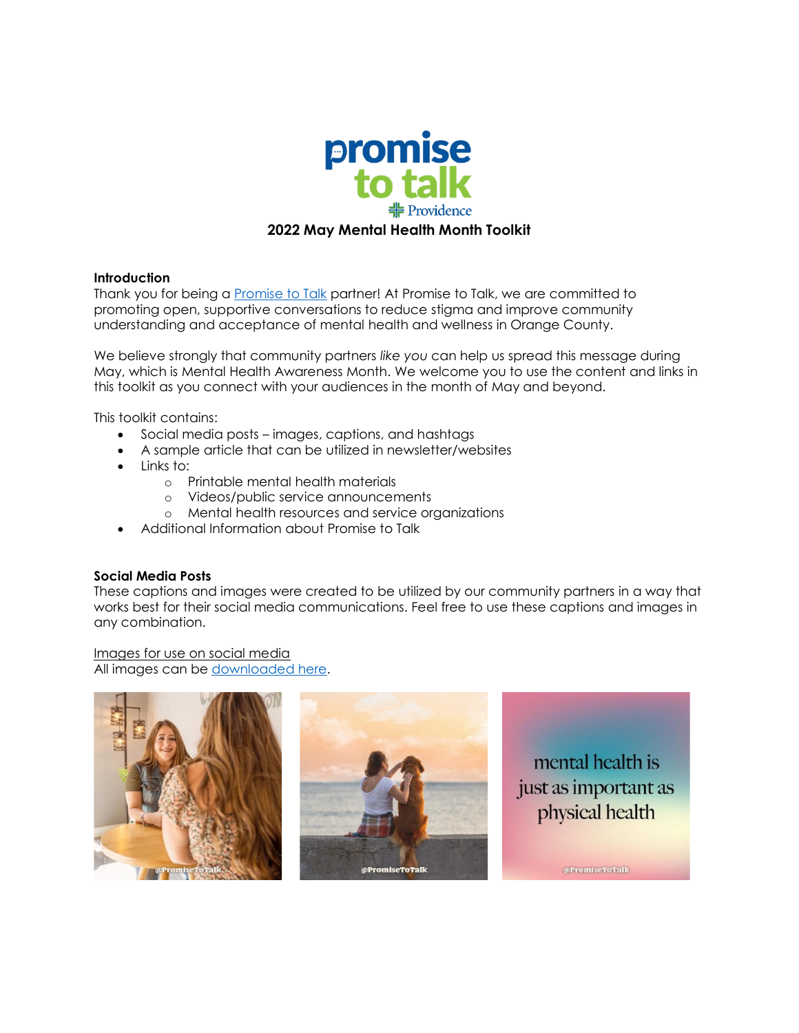# 2022 May Mental Health Month Toolkit

**Introduction**

Thank you for being a Promise to Talk partner! At Promise to Talk, we are committed to promoting open, supportive conversations to reduce stigma and improve community understanding and acceptance of mental health and wellness in Orange County.

We believe strongly that community partners *like you* can help us spread this message during May, which is Mental Health Awareness Month. We welcome you to use the content and links in this toolkit as you connect with your audiences in the month of May and beyond.

This toolkit contains:

- Social media posts – images, captions, and hashtags
- A sample article that can be utilized in newsletter/websites
- Links to:
  - Printable mental health materials
  - Videos/public service announcements
  - Mental health resources and service organizations
- Additional Information about Promise to Talk

**Social Media Posts**

These captions and images were created to be utilized by our community partners in a way that works best for their social media communications. Feel free to use these captions and images in any combination.

Images for use on social media

All images can be downloaded here.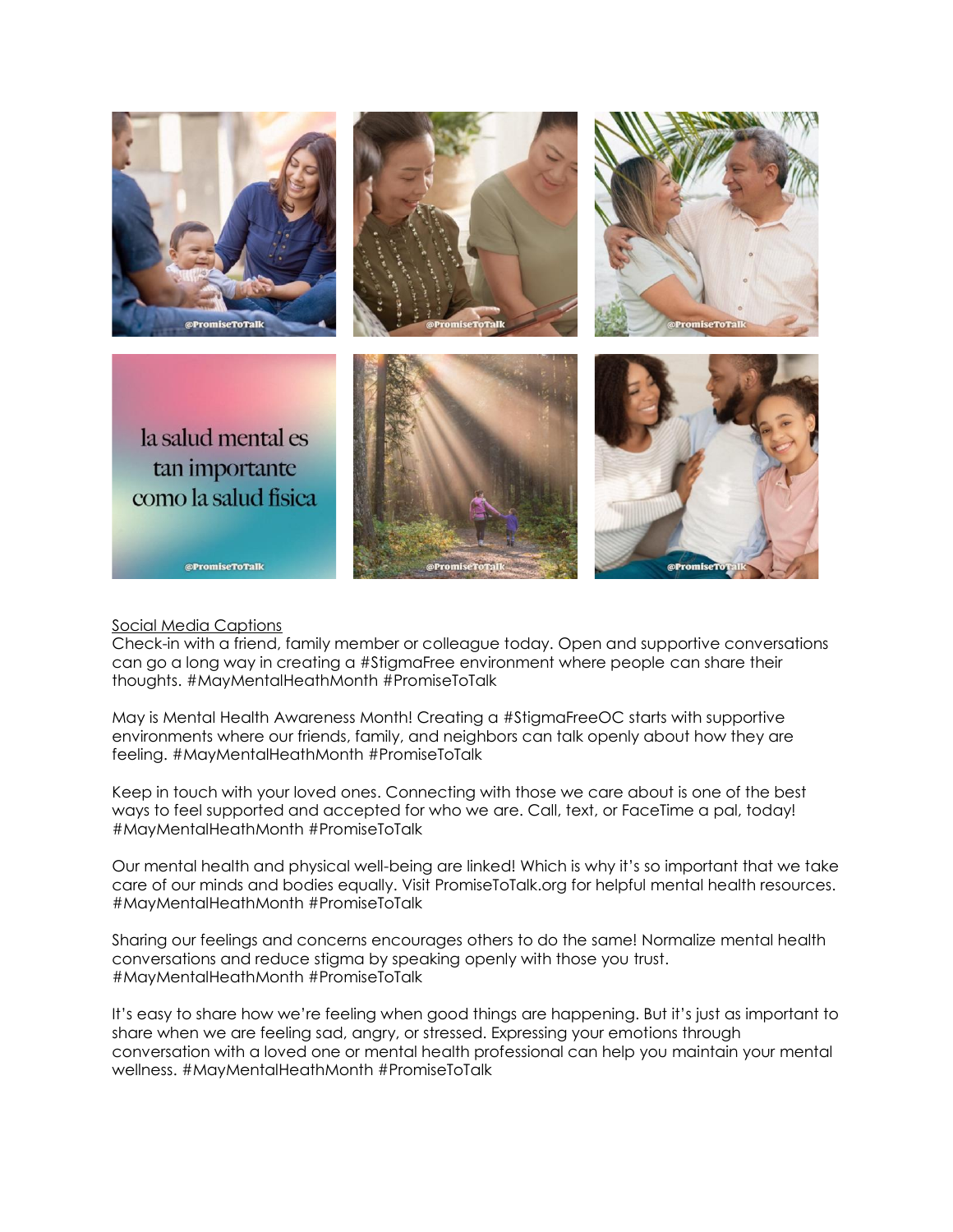Social Media Captions

Check-in with a friend, family member or colleague today. Open and supportive conversations can go a long way in creating a #StigmaFree environment where people can share their thoughts. #MayMentalHeathMonth #PromiseToTalk

May is Mental Health Awareness Month! Creating a #StigmaFreeOC starts with supportive environments where our friends, family, and neighbors can talk openly about how they are feeling. #MayMentalHeathMonth #PromiseToTalk

Keep in touch with your loved ones. Connecting with those we care about is one of the best ways to feel supported and accepted for who we are. Call, text, or FaceTime a pal, today! #MayMentalHeathMonth #PromiseToTalk

Our mental health and physical well-being are linked! Which is why it's so important that we take care of our minds and bodies equally. Visit PromiseToTalk.org for helpful mental health resources. #MayMentalHeathMonth #PromiseToTalk

Sharing our feelings and concerns encourages others to do the same! Normalize mental health conversations and reduce stigma by speaking openly with those you trust. #MayMentalHeathMonth #PromiseToTalk

It's easy to share how we're feeling when good things are happening. But it's just as important to share when we are feeling sad, angry, or stressed. Expressing your emotions through conversation with a loved one or mental health professional can help you maintain your mental wellness. #MayMentalHeathMonth #PromiseToTalk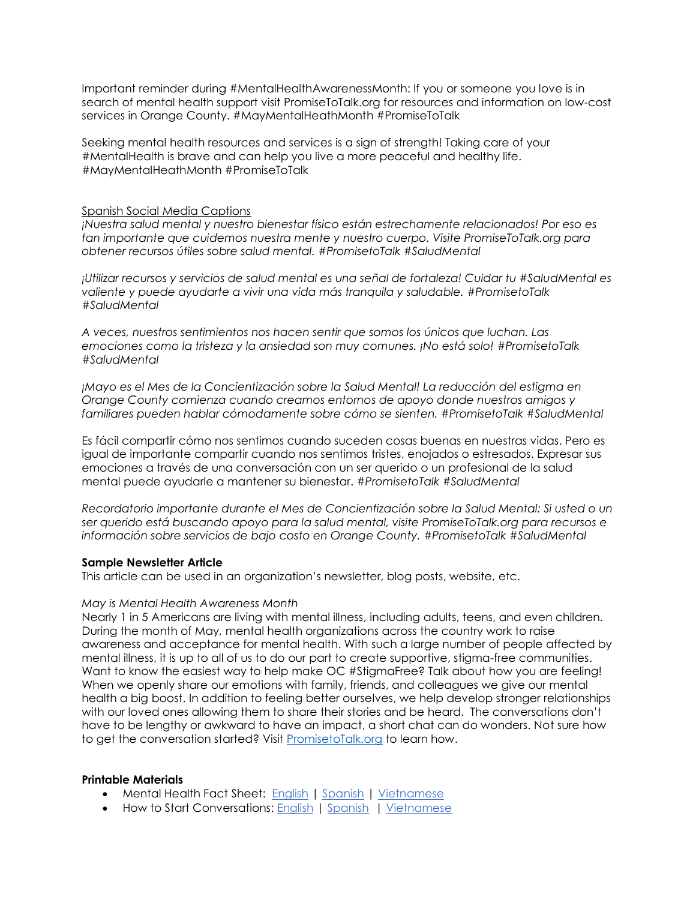Important reminder during #MentalHealthAwarenessMonth: If you or someone you love is in search of mental health support visit PromiseToTalk.org for resources and information on low-cost services in Orange County. #MayMentalHeathMonth #PromiseToTalk

Seeking mental health resources and services is a sign of strength! Taking care of your #MentalHealth is brave and can help you live a more peaceful and healthy life. #MayMentalHeathMonth #PromiseToTalk

Spanish Social Media Captions

*¡Nuestra salud mental y nuestro bienestar físico están estrechamente relacionados! Por eso es tan importante que cuidemos nuestra mente y nuestro cuerpo. Visite PromiseToTalk.org para obtener recursos útiles sobre salud mental. #PromisetoTalk #SaludMental*

*¡Utilizar recursos y servicios de salud mental es una señal de fortaleza! Cuidar tu #SaludMental es valiente y puede ayudarte a vivir una vida más tranquila y saludable. #PromisetoTalk #SaludMental*

*A veces, nuestros sentimientos nos hacen sentir que somos los únicos que luchan. Las emociones como la tristeza y la ansiedad son muy comunes. ¡No está solo! #PromisetoTalk #SaludMental*

*¡Mayo es el Mes de la Concientización sobre la Salud Mental! La reducción del estigma en Orange County comienza cuando creamos entornos de apoyo donde nuestros amigos y familiares pueden hablar cómodamente sobre cómo se sienten. #PromisetoTalk #SaludMental*

Es fácil compartir cómo nos sentimos cuando suceden cosas buenas en nuestras vidas. Pero es igual de importante compartir cuando nos sentimos tristes, enojados o estresados. Expresar sus emociones a través de una conversación con un ser querido o un profesional de la salud mental puede ayudarle a mantener su bienestar. *#PromisetoTalk #SaludMental*

*Recordatorio importante durante el Mes de Concientización sobre la Salud Mental: Si usted o un ser querido está buscando apoyo para la salud mental, visite PromiseToTalk.org para recursos e información sobre servicios de bajo costo en Orange County. #PromisetoTalk #SaludMental*

**Sample Newsletter Article**

This article can be used in an organization's newsletter, blog posts, website, etc.

*May is Mental Health Awareness Month*

Nearly 1 in 5 Americans are living with mental illness, including adults, teens, and even children. During the month of May, mental health organizations across the country work to raise awareness and acceptance for mental health. With such a large number of people affected by mental illness, it is up to all of us to do our part to create supportive, stigma-free communities. Want to know the easiest way to help make OC #StigmaFree? Talk about how you are feeling! When we openly share our emotions with family, friends, and colleagues we give our mental health a big boost. In addition to feeling better ourselves, we help develop stronger relationships with our loved ones allowing them to share their stories and be heard. The conversations don't have to be lengthy or awkward to have an impact, a short chat can do wonders. Not sure how to get the conversation started? Visit [PromisetoTalk.org]() to learn how.

**Printable Materials**

- Mental Health Fact Sheet: [English]() | [Spanish]() | [Vietnamese]()
- How to Start Conversations: [English]() | [Spanish]() | [Vietnamese]()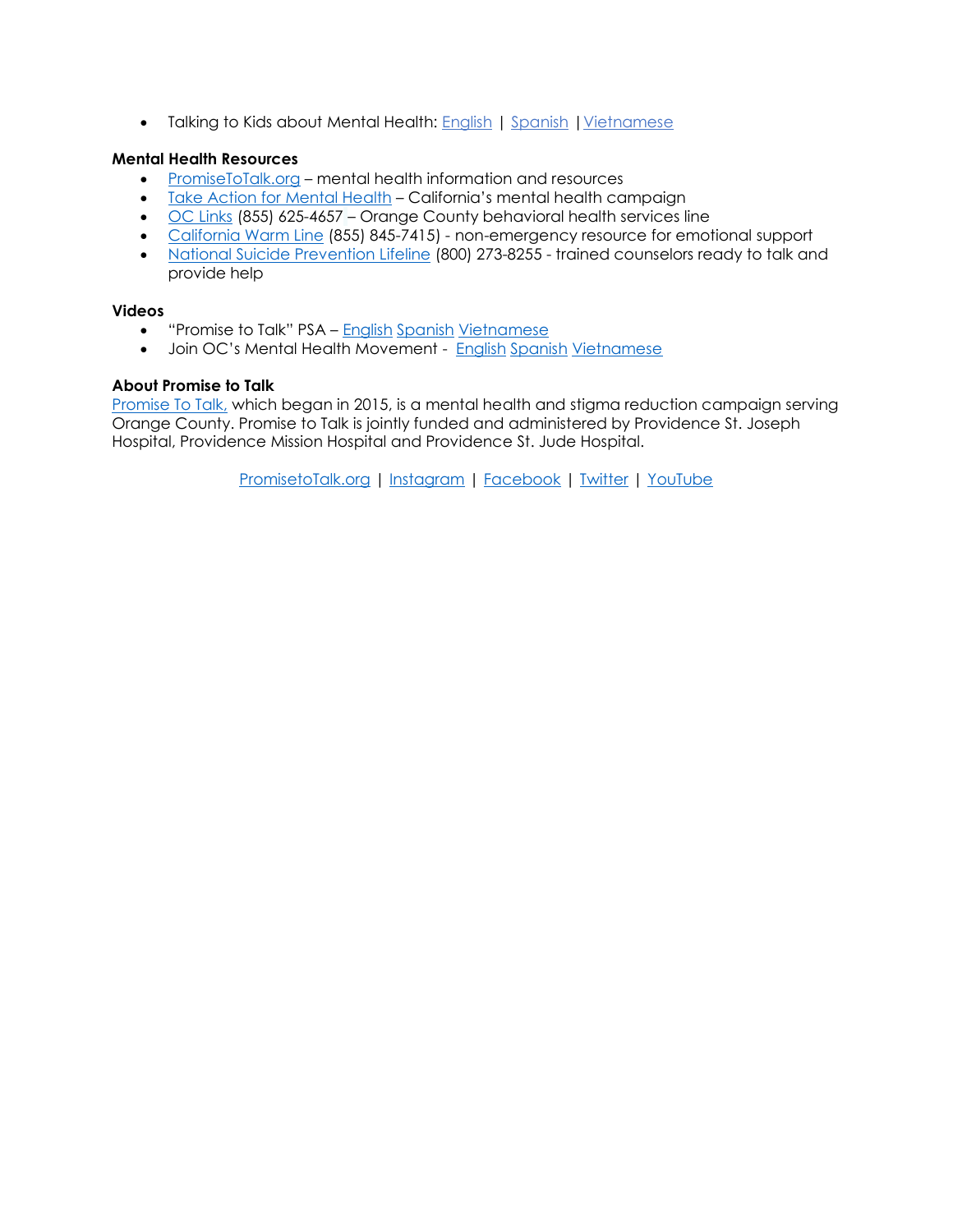- Talking to Kids about Mental Health: English | Spanish | Vietnamese

**Mental Health Resources**

- PromiseToTalk.org – mental health information and resources
- Take Action for Mental Health – California's mental health campaign
- OC Links (855) 625-4657 – Orange County behavioral health services line
- California Warm Line (855) 845-7415) - non-emergency resource for emotional support
- National Suicide Prevention Lifeline (800) 273-8255 - trained counselors ready to talk and provide help

**Videos**

- "Promise to Talk" PSA – English Spanish Vietnamese
- Join OC's Mental Health Movement - English Spanish Vietnamese

**About Promise to Talk**

Promise To Talk, which began in 2015, is a mental health and stigma reduction campaign serving Orange County. Promise to Talk is jointly funded and administered by Providence St. Joseph Hospital, Providence Mission Hospital and Providence St. Jude Hospital.

PromisetoTalk.org | Instagram | Facebook | Twitter | YouTube